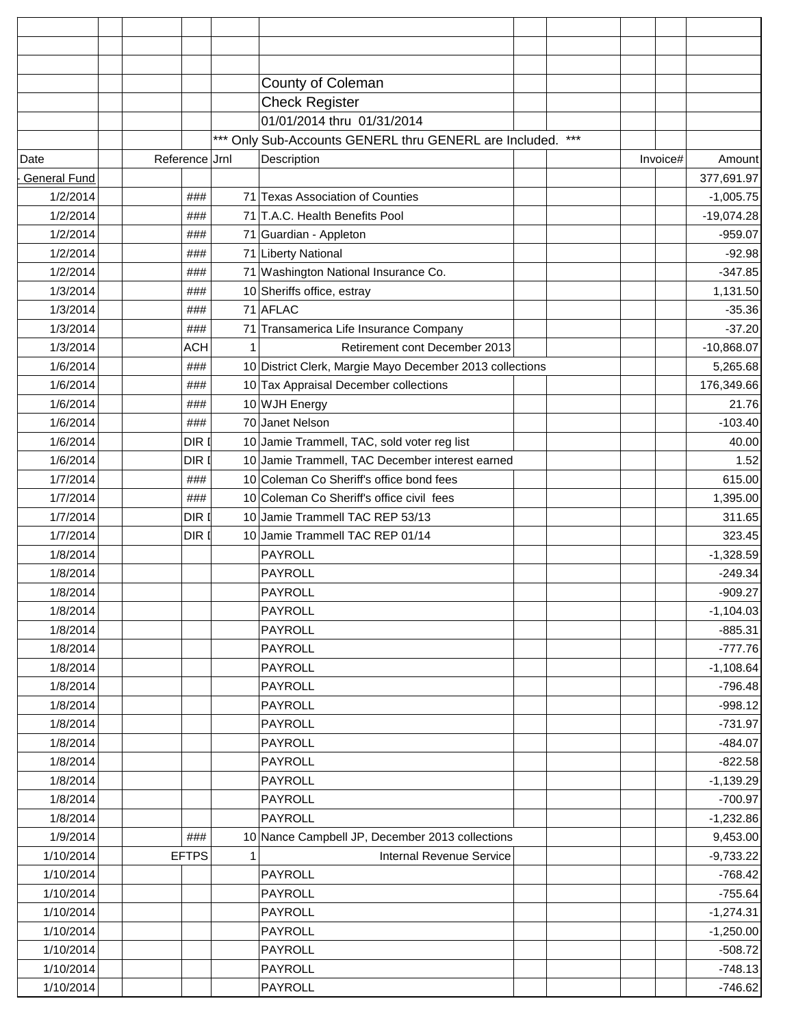County of Coleman

Check Register

01/01/2014 thru 01/31/2014

*** Only Sub-Accounts GENERL thru GENERL are Included. ***

| Date | Reference | Jrnl | Description | Invoice# | Amount |
|---|---|---|---|---|---|
| General Fund | | | | | 377,691.97 |
| 1/2/2014 | ### | 71 | Texas Association of Counties | | -1,005.75 |
| 1/2/2014 | ### | 71 | T.A.C. Health Benefits Pool | | -19,074.28 |
| 1/2/2014 | ### | 71 | Guardian - Appleton | | -959.07 |
| 1/2/2014 | ### | 71 | Liberty National | | -92.98 |
| 1/2/2014 | ### | 71 | Washington National Insurance Co. | | -347.85 |
| 1/3/2014 | ### | 10 | Sheriffs office, estray | | 1,131.50 |
| 1/3/2014 | ### | 71 | AFLAC | | -35.36 |
| 1/3/2014 | ### | 71 | Transamerica Life Insurance Company | | -37.20 |
| 1/3/2014 | ACH | 1 | Retirement cont December 2013 | | -10,868.07 |
| 1/6/2014 | ### | 10 | District Clerk, Margie Mayo December 2013 collections | | 5,265.68 |
| 1/6/2014 | ### | 10 | Tax Appraisal December collections | | 176,349.66 |
| 1/6/2014 | ### | 10 | WJH Energy | | 21.76 |
| 1/6/2014 | ### | 70 | Janet Nelson | | -103.40 |
| 1/6/2014 | DIR [ | 10 | Jamie Trammell, TAC, sold voter reg list | | 40.00 |
| 1/6/2014 | DIR [ | 10 | Jamie Trammell, TAC December interest earned | | 1.52 |
| 1/7/2014 | ### | 10 | Coleman Co Sheriff's office bond fees | | 615.00 |
| 1/7/2014 | ### | 10 | Coleman Co Sheriff's office civil fees | | 1,395.00 |
| 1/7/2014 | DIR [ | 10 | Jamie Trammell TAC REP 53/13 | | 311.65 |
| 1/7/2014 | DIR [ | 10 | Jamie Trammell TAC REP 01/14 | | 323.45 |
| 1/8/2014 | | | PAYROLL | | -1,328.59 |
| 1/8/2014 | | | PAYROLL | | -249.34 |
| 1/8/2014 | | | PAYROLL | | -909.27 |
| 1/8/2014 | | | PAYROLL | | -1,104.03 |
| 1/8/2014 | | | PAYROLL | | -885.31 |
| 1/8/2014 | | | PAYROLL | | -777.76 |
| 1/8/2014 | | | PAYROLL | | -1,108.64 |
| 1/8/2014 | | | PAYROLL | | -796.48 |
| 1/8/2014 | | | PAYROLL | | -998.12 |
| 1/8/2014 | | | PAYROLL | | -731.97 |
| 1/8/2014 | | | PAYROLL | | -484.07 |
| 1/8/2014 | | | PAYROLL | | -822.58 |
| 1/8/2014 | | | PAYROLL | | -1,139.29 |
| 1/8/2014 | | | PAYROLL | | -700.97 |
| 1/8/2014 | | | PAYROLL | | -1,232.86 |
| 1/9/2014 | ### | 10 | Nance Campbell JP, December 2013 collections | | 9,453.00 |
| 1/10/2014 | EFTPS | 1 | Internal Revenue Service | | -9,733.22 |
| 1/10/2014 | | | PAYROLL | | -768.42 |
| 1/10/2014 | | | PAYROLL | | -755.64 |
| 1/10/2014 | | | PAYROLL | | -1,274.31 |
| 1/10/2014 | | | PAYROLL | | -1,250.00 |
| 1/10/2014 | | | PAYROLL | | -508.72 |
| 1/10/2014 | | | PAYROLL | | -748.13 |
| 1/10/2014 | | | PAYROLL | | -746.62 |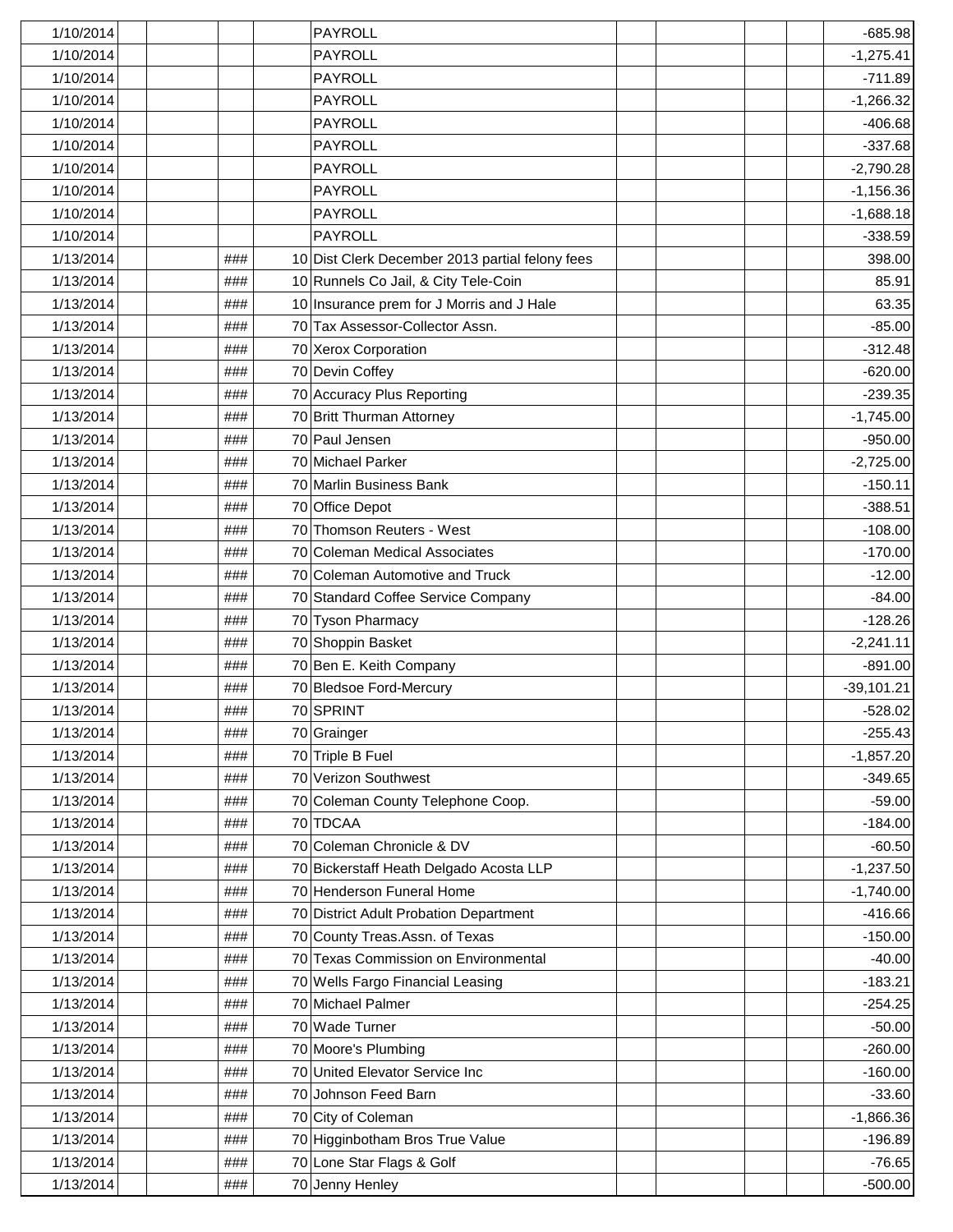| | | | | | | | | | | |
|---|---|---|---|---|---|---|---|---|---|---|
| 1/10/2014 | | | | PAYROLL | | | | | | -685.98 |
| 1/10/2014 | | | | PAYROLL | | | | | | -1,275.41 |
| 1/10/2014 | | | | PAYROLL | | | | | | -711.89 |
| 1/10/2014 | | | | PAYROLL | | | | | | -1,266.32 |
| 1/10/2014 | | | | PAYROLL | | | | | | -406.68 |
| 1/10/2014 | | | | PAYROLL | | | | | | -337.68 |
| 1/10/2014 | | | | PAYROLL | | | | | | -2,790.28 |
| 1/10/2014 | | | | PAYROLL | | | | | | -1,156.36 |
| 1/10/2014 | | | | PAYROLL | | | | | | -1,688.18 |
| 1/10/2014 | | | | PAYROLL | | | | | | -338.59 |
| 1/13/2014 | | ### | 10 | Dist Clerk December 2013 partial felony fees | | | | | | 398.00 |
| 1/13/2014 | | ### | 10 | Runnels Co Jail, & City Tele-Coin | | | | | | 85.91 |
| 1/13/2014 | | ### | 10 | Insurance prem for J Morris and J Hale | | | | | | 63.35 |
| 1/13/2014 | | ### | 70 | Tax Assessor-Collector Assn. | | | | | | -85.00 |
| 1/13/2014 | | ### | 70 | Xerox Corporation | | | | | | -312.48 |
| 1/13/2014 | | ### | 70 | Devin Coffey | | | | | | -620.00 |
| 1/13/2014 | | ### | 70 | Accuracy Plus Reporting | | | | | | -239.35 |
| 1/13/2014 | | ### | 70 | Britt Thurman Attorney | | | | | | -1,745.00 |
| 1/13/2014 | | ### | 70 | Paul Jensen | | | | | | -950.00 |
| 1/13/2014 | | ### | 70 | Michael Parker | | | | | | -2,725.00 |
| 1/13/2014 | | ### | 70 | Marlin Business Bank | | | | | | -150.11 |
| 1/13/2014 | | ### | 70 | Office Depot | | | | | | -388.51 |
| 1/13/2014 | | ### | 70 | Thomson Reuters - West | | | | | | -108.00 |
| 1/13/2014 | | ### | 70 | Coleman Medical Associates | | | | | | -170.00 |
| 1/13/2014 | | ### | 70 | Coleman Automotive and Truck | | | | | | -12.00 |
| 1/13/2014 | | ### | 70 | Standard Coffee Service Company | | | | | | -84.00 |
| 1/13/2014 | | ### | 70 | Tyson Pharmacy | | | | | | -128.26 |
| 1/13/2014 | | ### | 70 | Shoppin Basket | | | | | | -2,241.11 |
| 1/13/2014 | | ### | 70 | Ben E. Keith Company | | | | | | -891.00 |
| 1/13/2014 | | ### | 70 | Bledsoe Ford-Mercury | | | | | | -39,101.21 |
| 1/13/2014 | | ### | 70 | SPRINT | | | | | | -528.02 |
| 1/13/2014 | | ### | 70 | Grainger | | | | | | -255.43 |
| 1/13/2014 | | ### | 70 | Triple B Fuel | | | | | | -1,857.20 |
| 1/13/2014 | | ### | 70 | Verizon Southwest | | | | | | -349.65 |
| 1/13/2014 | | ### | 70 | Coleman County Telephone Coop. | | | | | | -59.00 |
| 1/13/2014 | | ### | 70 | TDCAA | | | | | | -184.00 |
| 1/13/2014 | | ### | 70 | Coleman Chronicle & DV | | | | | | -60.50 |
| 1/13/2014 | | ### | 70 | Bickerstaff Heath Delgado Acosta LLP | | | | | | -1,237.50 |
| 1/13/2014 | | ### | 70 | Henderson Funeral Home | | | | | | -1,740.00 |
| 1/13/2014 | | ### | 70 | District Adult Probation Department | | | | | | -416.66 |
| 1/13/2014 | | ### | 70 | County Treas.Assn. of Texas | | | | | | -150.00 |
| 1/13/2014 | | ### | 70 | Texas Commission on Environmental | | | | | | -40.00 |
| 1/13/2014 | | ### | 70 | Wells Fargo Financial Leasing | | | | | | -183.21 |
| 1/13/2014 | | ### | 70 | Michael Palmer | | | | | | -254.25 |
| 1/13/2014 | | ### | 70 | Wade Turner | | | | | | -50.00 |
| 1/13/2014 | | ### | 70 | Moore's Plumbing | | | | | | -260.00 |
| 1/13/2014 | | ### | 70 | United Elevator Service Inc | | | | | | -160.00 |
| 1/13/2014 | | ### | 70 | Johnson Feed Barn | | | | | | -33.60 |
| 1/13/2014 | | ### | 70 | City of Coleman | | | | | | -1,866.36 |
| 1/13/2014 | | ### | 70 | Higginbotham Bros True Value | | | | | | -196.89 |
| 1/13/2014 | | ### | 70 | Lone Star Flags & Golf | | | | | | -76.65 |
| 1/13/2014 | | ### | 70 | Jenny Henley | | | | | | -500.00 |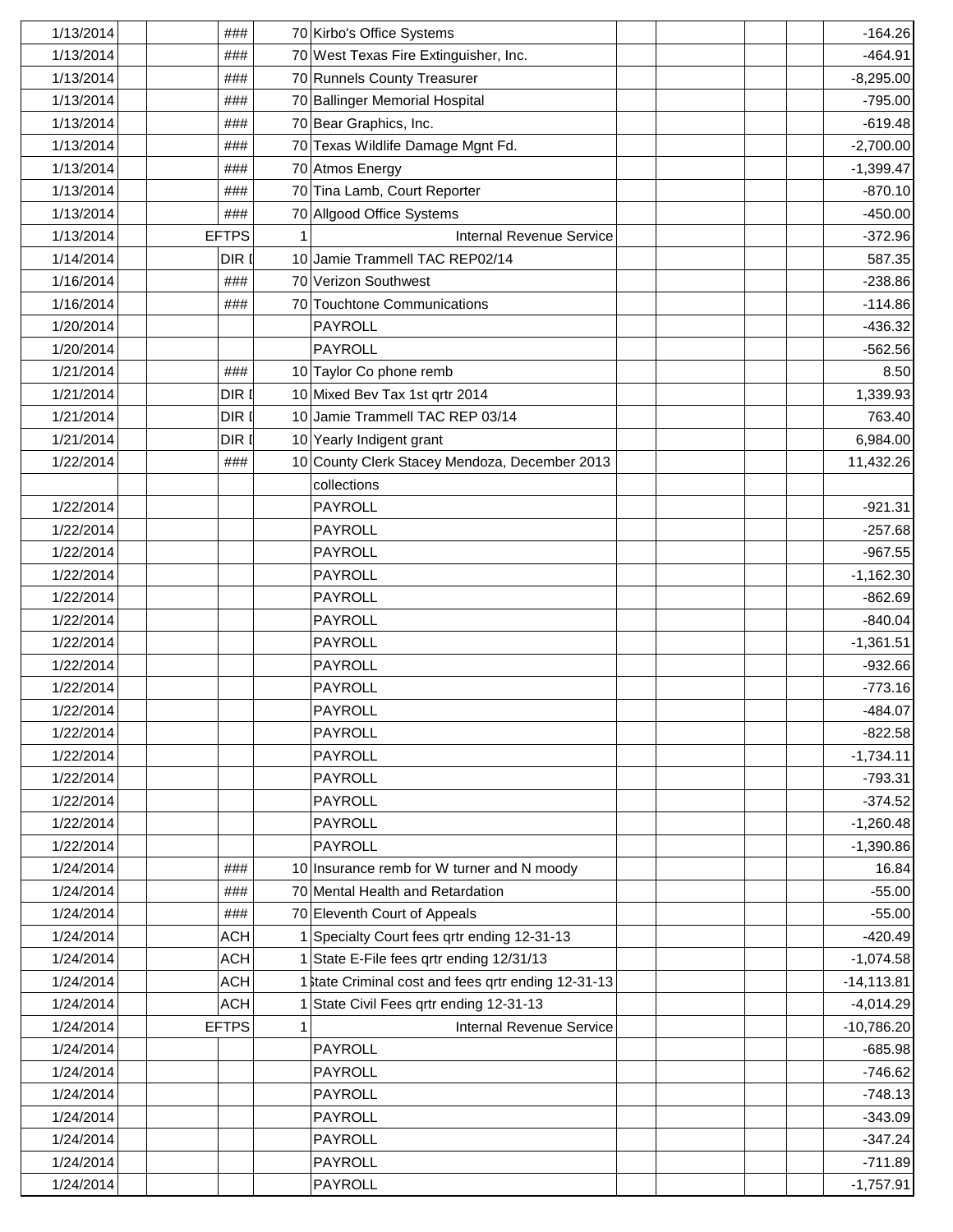| | | | | | | | | | | |
|---|---|---|---|---|---|---|---|---|---|---|
| 1/13/2014 | | ### | 70 | Kirbo's Office Systems | | | | | | -164.26 |
| 1/13/2014 | | ### | 70 | West Texas Fire Extinguisher, Inc. | | | | | | -464.91 |
| 1/13/2014 | | ### | 70 | Runnels County Treasurer | | | | | | -8,295.00 |
| 1/13/2014 | | ### | 70 | Ballinger Memorial Hospital | | | | | | -795.00 |
| 1/13/2014 | | ### | 70 | Bear Graphics, Inc. | | | | | | -619.48 |
| 1/13/2014 | | ### | 70 | Texas Wildlife Damage Mgnt Fd. | | | | | | -2,700.00 |
| 1/13/2014 | | ### | 70 | Atmos Energy | | | | | | -1,399.47 |
| 1/13/2014 | | ### | 70 | Tina Lamb, Court Reporter | | | | | | -870.10 |
| 1/13/2014 | | ### | 70 | Allgood Office Systems | | | | | | -450.00 |
| 1/13/2014 | | EFTPS | 1 | Internal Revenue Service | | | | | | -372.96 |
| 1/14/2014 | | DIR [ | 10 | Jamie Trammell TAC REP02/14 | | | | | | 587.35 |
| 1/16/2014 | | ### | 70 | Verizon Southwest | | | | | | -238.86 |
| 1/16/2014 | | ### | 70 | Touchtone Communications | | | | | | -114.86 |
| 1/20/2014 | | | | PAYROLL | | | | | | -436.32 |
| 1/20/2014 | | | | PAYROLL | | | | | | -562.56 |
| 1/21/2014 | | ### | 10 | Taylor Co phone remb | | | | | | 8.50 |
| 1/21/2014 | | DIR [ | 10 | Mixed Bev Tax 1st qrtr 2014 | | | | | | 1,339.93 |
| 1/21/2014 | | DIR [ | 10 | Jamie Trammell TAC REP 03/14 | | | | | | 763.40 |
| 1/21/2014 | | DIR [ | 10 | Yearly Indigent grant | | | | | | 6,984.00 |
| 1/22/2014 | | ### | 10 | County Clerk Stacey Mendoza, December 2013 | | | | | | 11,432.26 |
| | | | | collections | | | | | | |
| 1/22/2014 | | | | PAYROLL | | | | | | -921.31 |
| 1/22/2014 | | | | PAYROLL | | | | | | -257.68 |
| 1/22/2014 | | | | PAYROLL | | | | | | -967.55 |
| 1/22/2014 | | | | PAYROLL | | | | | | -1,162.30 |
| 1/22/2014 | | | | PAYROLL | | | | | | -862.69 |
| 1/22/2014 | | | | PAYROLL | | | | | | -840.04 |
| 1/22/2014 | | | | PAYROLL | | | | | | -1,361.51 |
| 1/22/2014 | | | | PAYROLL | | | | | | -932.66 |
| 1/22/2014 | | | | PAYROLL | | | | | | -773.16 |
| 1/22/2014 | | | | PAYROLL | | | | | | -484.07 |
| 1/22/2014 | | | | PAYROLL | | | | | | -822.58 |
| 1/22/2014 | | | | PAYROLL | | | | | | -1,734.11 |
| 1/22/2014 | | | | PAYROLL | | | | | | -793.31 |
| 1/22/2014 | | | | PAYROLL | | | | | | -374.52 |
| 1/22/2014 | | | | PAYROLL | | | | | | -1,260.48 |
| 1/22/2014 | | | | PAYROLL | | | | | | -1,390.86 |
| 1/24/2014 | | ### | 10 | Insurance remb for W turner and N moody | | | | | | 16.84 |
| 1/24/2014 | | ### | 70 | Mental Health and Retardation | | | | | | -55.00 |
| 1/24/2014 | | ### | 70 | Eleventh Court of Appeals | | | | | | -55.00 |
| 1/24/2014 | | ACH | 1 | Specialty Court fees qrtr ending 12-31-13 | | | | | | -420.49 |
| 1/24/2014 | | ACH | 1 | State E-File fees qrtr ending 12/31/13 | | | | | | -1,074.58 |
| 1/24/2014 | | ACH | 1 | State Criminal cost and fees qrtr ending 12-31-13 | | | | | | -14,113.81 |
| 1/24/2014 | | ACH | 1 | State Civil Fees qrtr ending 12-31-13 | | | | | | -4,014.29 |
| 1/24/2014 | | EFTPS | 1 | Internal Revenue Service | | | | | | -10,786.20 |
| 1/24/2014 | | | | PAYROLL | | | | | | -685.98 |
| 1/24/2014 | | | | PAYROLL | | | | | | -746.62 |
| 1/24/2014 | | | | PAYROLL | | | | | | -748.13 |
| 1/24/2014 | | | | PAYROLL | | | | | | -343.09 |
| 1/24/2014 | | | | PAYROLL | | | | | | -347.24 |
| 1/24/2014 | | | | PAYROLL | | | | | | -711.89 |
| 1/24/2014 | | | | PAYROLL | | | | | | -1,757.91 |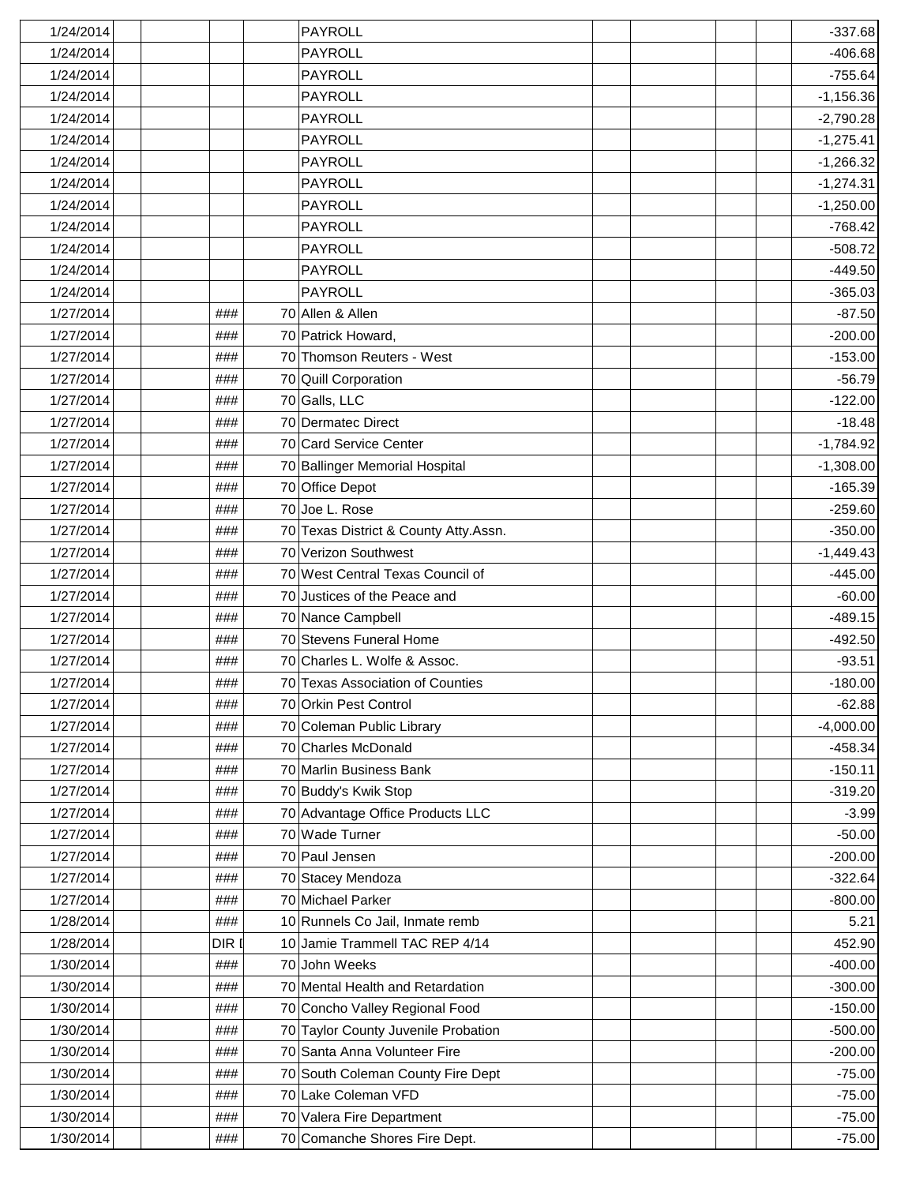| | | | | | | | | | | |
|---|---|---|---|---|---|---|---|---|---|---|
| 1/24/2014 | | | | PAYROLL | | | | | | -337.68 |
| 1/24/2014 | | | | PAYROLL | | | | | | -406.68 |
| 1/24/2014 | | | | PAYROLL | | | | | | -755.64 |
| 1/24/2014 | | | | PAYROLL | | | | | | -1,156.36 |
| 1/24/2014 | | | | PAYROLL | | | | | | -2,790.28 |
| 1/24/2014 | | | | PAYROLL | | | | | | -1,275.41 |
| 1/24/2014 | | | | PAYROLL | | | | | | -1,266.32 |
| 1/24/2014 | | | | PAYROLL | | | | | | -1,274.31 |
| 1/24/2014 | | | | PAYROLL | | | | | | -1,250.00 |
| 1/24/2014 | | | | PAYROLL | | | | | | -768.42 |
| 1/24/2014 | | | | PAYROLL | | | | | | -508.72 |
| 1/24/2014 | | | | PAYROLL | | | | | | -449.50 |
| 1/24/2014 | | | | PAYROLL | | | | | | -365.03 |
| 1/27/2014 | | | ### | 70 | Allen & Allen | | | | | -87.50 |
| 1/27/2014 | | | ### | 70 | Patrick Howard, | | | | | -200.00 |
| 1/27/2014 | | | ### | 70 | Thomson Reuters - West | | | | | -153.00 |
| 1/27/2014 | | | ### | 70 | Quill Corporation | | | | | -56.79 |
| 1/27/2014 | | | ### | 70 | Galls, LLC | | | | | -122.00 |
| 1/27/2014 | | | ### | 70 | Dermatec Direct | | | | | -18.48 |
| 1/27/2014 | | | ### | 70 | Card Service Center | | | | | -1,784.92 |
| 1/27/2014 | | | ### | 70 | Ballinger Memorial Hospital | | | | | -1,308.00 |
| 1/27/2014 | | | ### | 70 | Office Depot | | | | | -165.39 |
| 1/27/2014 | | | ### | 70 | Joe L. Rose | | | | | -259.60 |
| 1/27/2014 | | | ### | 70 | Texas District & County Atty.Assn. | | | | | -350.00 |
| 1/27/2014 | | | ### | 70 | Verizon Southwest | | | | | -1,449.43 |
| 1/27/2014 | | | ### | 70 | West Central Texas Council of | | | | | -445.00 |
| 1/27/2014 | | | ### | 70 | Justices of the Peace and | | | | | -60.00 |
| 1/27/2014 | | | ### | 70 | Nance Campbell | | | | | -489.15 |
| 1/27/2014 | | | ### | 70 | Stevens Funeral Home | | | | | -492.50 |
| 1/27/2014 | | | ### | 70 | Charles L. Wolfe & Assoc. | | | | | -93.51 |
| 1/27/2014 | | | ### | 70 | Texas Association of Counties | | | | | -180.00 |
| 1/27/2014 | | | ### | 70 | Orkin Pest Control | | | | | -62.88 |
| 1/27/2014 | | | ### | 70 | Coleman Public Library | | | | | -4,000.00 |
| 1/27/2014 | | | ### | 70 | Charles McDonald | | | | | -458.34 |
| 1/27/2014 | | | ### | 70 | Marlin Business Bank | | | | | -150.11 |
| 1/27/2014 | | | ### | 70 | Buddy's Kwik Stop | | | | | -319.20 |
| 1/27/2014 | | | ### | 70 | Advantage Office Products LLC | | | | | -3.99 |
| 1/27/2014 | | | ### | 70 | Wade Turner | | | | | -50.00 |
| 1/27/2014 | | | ### | 70 | Paul Jensen | | | | | -200.00 |
| 1/27/2014 | | | ### | 70 | Stacey Mendoza | | | | | -322.64 |
| 1/27/2014 | | | ### | 70 | Michael Parker | | | | | -800.00 |
| 1/28/2014 | | | ### | 10 | Runnels Co Jail, Inmate remb | | | | | 5.21 |
| 1/28/2014 | | | DIR [ | 10 | Jamie Trammell TAC REP 4/14 | | | | | 452.90 |
| 1/30/2014 | | | ### | 70 | John Weeks | | | | | -400.00 |
| 1/30/2014 | | | ### | 70 | Mental Health and Retardation | | | | | -300.00 |
| 1/30/2014 | | | ### | 70 | Concho Valley Regional Food | | | | | -150.00 |
| 1/30/2014 | | | ### | 70 | Taylor County Juvenile Probation | | | | | -500.00 |
| 1/30/2014 | | | ### | 70 | Santa Anna Volunteer Fire | | | | | -200.00 |
| 1/30/2014 | | | ### | 70 | South Coleman County Fire Dept | | | | | -75.00 |
| 1/30/2014 | | | ### | 70 | Lake Coleman VFD | | | | | -75.00 |
| 1/30/2014 | | | ### | 70 | Valera Fire Department | | | | | -75.00 |
| 1/30/2014 | | | ### | 70 | Comanche Shores Fire Dept. | | | | | -75.00 |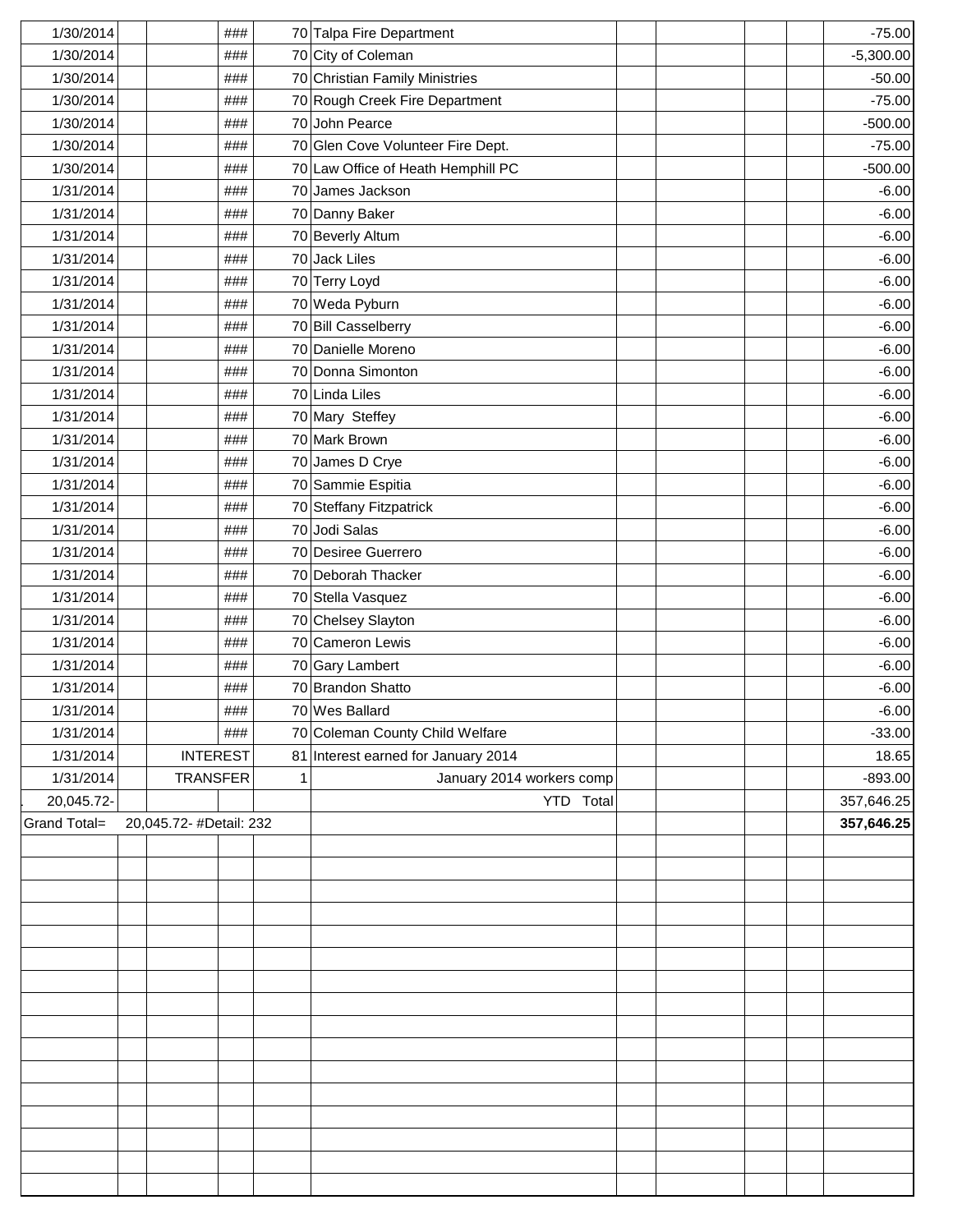| | | | | | | | | | | |
|---|---|---|---|---|---|---|---|---|---|---|
| 1/30/2014 | | | ### | 70 | Talpa Fire Department | | | | | -75.00 |
| 1/30/2014 | | | ### | 70 | City of Coleman | | | | | -5,300.00 |
| 1/30/2014 | | | ### | 70 | Christian Family Ministries | | | | | -50.00 |
| 1/30/2014 | | | ### | 70 | Rough Creek Fire Department | | | | | -75.00 |
| 1/30/2014 | | | ### | 70 | John Pearce | | | | | -500.00 |
| 1/30/2014 | | | ### | 70 | Glen Cove Volunteer Fire Dept. | | | | | -75.00 |
| 1/30/2014 | | | ### | 70 | Law Office of Heath Hemphill PC | | | | | -500.00 |
| 1/31/2014 | | | ### | 70 | James Jackson | | | | | -6.00 |
| 1/31/2014 | | | ### | 70 | Danny Baker | | | | | -6.00 |
| 1/31/2014 | | | ### | 70 | Beverly Altum | | | | | -6.00 |
| 1/31/2014 | | | ### | 70 | Jack Liles | | | | | -6.00 |
| 1/31/2014 | | | ### | 70 | Terry Loyd | | | | | -6.00 |
| 1/31/2014 | | | ### | 70 | Weda Pyburn | | | | | -6.00 |
| 1/31/2014 | | | ### | 70 | Bill Casselberry | | | | | -6.00 |
| 1/31/2014 | | | ### | 70 | Danielle Moreno | | | | | -6.00 |
| 1/31/2014 | | | ### | 70 | Donna Simonton | | | | | -6.00 |
| 1/31/2014 | | | ### | 70 | Linda Liles | | | | | -6.00 |
| 1/31/2014 | | | ### | 70 | Mary Steffey | | | | | -6.00 |
| 1/31/2014 | | | ### | 70 | Mark Brown | | | | | -6.00 |
| 1/31/2014 | | | ### | 70 | James D Crye | | | | | -6.00 |
| 1/31/2014 | | | ### | 70 | Sammie Espitia | | | | | -6.00 |
| 1/31/2014 | | | ### | 70 | Steffany Fitzpatrick | | | | | -6.00 |
| 1/31/2014 | | | ### | 70 | Jodi Salas | | | | | -6.00 |
| 1/31/2014 | | | ### | 70 | Desiree Guerrero | | | | | -6.00 |
| 1/31/2014 | | | ### | 70 | Deborah Thacker | | | | | -6.00 |
| 1/31/2014 | | | ### | 70 | Stella Vasquez | | | | | -6.00 |
| 1/31/2014 | | | ### | 70 | Chelsey Slayton | | | | | -6.00 |
| 1/31/2014 | | | ### | 70 | Cameron Lewis | | | | | -6.00 |
| 1/31/2014 | | | ### | 70 | Gary Lambert | | | | | -6.00 |
| 1/31/2014 | | | ### | 70 | Brandon Shatto | | | | | -6.00 |
| 1/31/2014 | | | ### | 70 | Wes Ballard | | | | | -6.00 |
| 1/31/2014 | | | ### | 70 | Coleman County Child Welfare | | | | | -33.00 |
| 1/31/2014 | | | INTEREST | 81 | Interest earned for January 2014 | | | | | 18.65 |
| 1/31/2014 | | | TRANSFER | 1 | January 2014 workers comp | | | | | -893.00 |
| 20,045.72- | | | | | YTD Total | | | | | 357,646.25 |
| Grand Total= | 20,045.72- #Detail: 232 | | | | | | | | | **357,646.25** |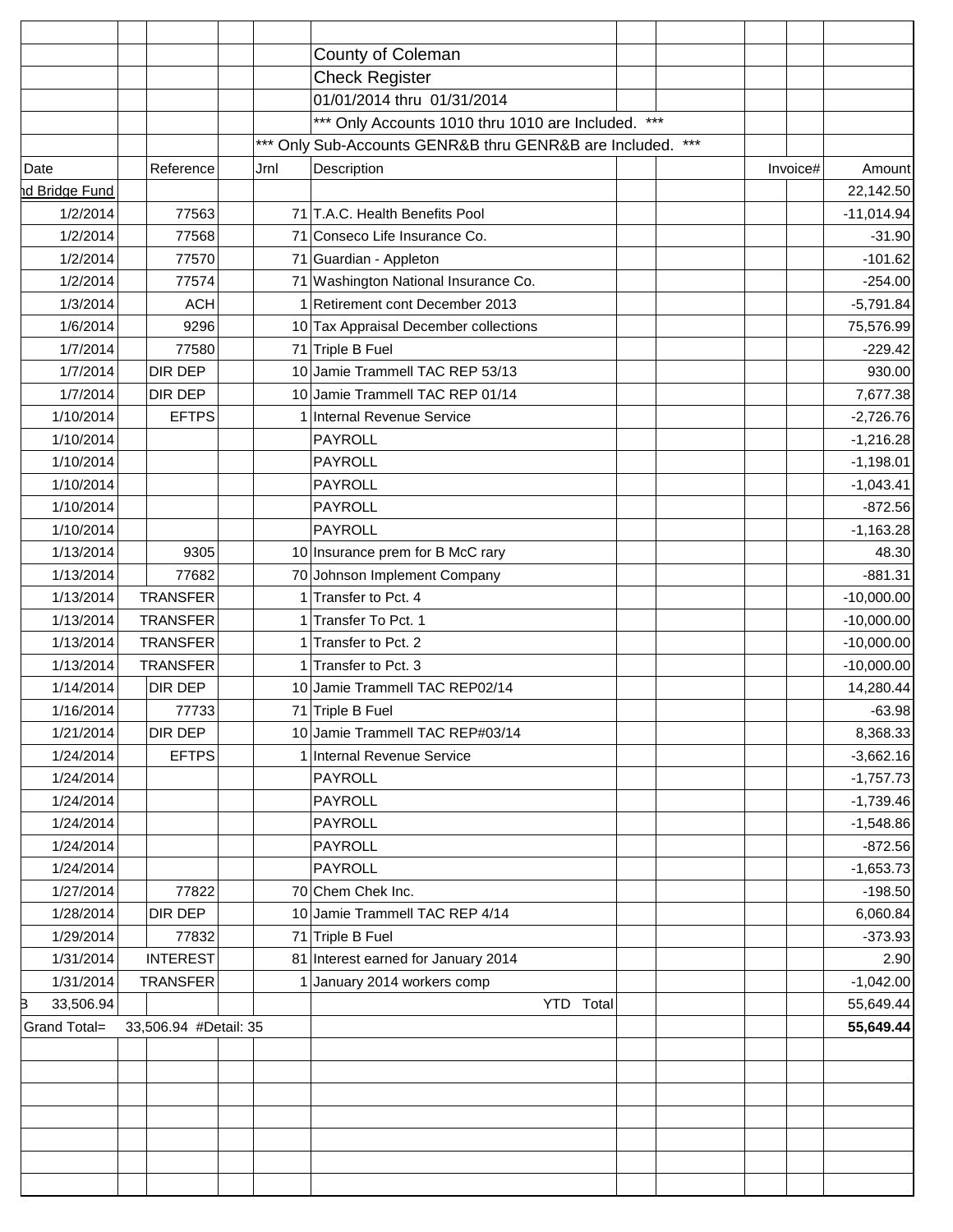County of Coleman

Check Register

01/01/2014 thru 01/31/2014

*** Only Accounts 1010 thru 1010 are Included. ***

*** Only Sub-Accounts GENR&B thru GENR&B are Included. ***

| Date | Reference | Jrnl | Description | Invoice# | Amount |
|---|---|---|---|---|---|
| nd Bridge Fund | | | | | 22,142.50 |
| 1/2/2014 | 77563 | 71 | T.A.C. Health Benefits Pool | | -11,014.94 |
| 1/2/2014 | 77568 | 71 | Conseco Life Insurance Co. | | -31.90 |
| 1/2/2014 | 77570 | 71 | Guardian - Appleton | | -101.62 |
| 1/2/2014 | 77574 | 71 | Washington National Insurance Co. | | -254.00 |
| 1/3/2014 | ACH | 1 | Retirement cont December 2013 | | -5,791.84 |
| 1/6/2014 | 9296 | 10 | Tax Appraisal December collections | | 75,576.99 |
| 1/7/2014 | 77580 | 71 | Triple B Fuel | | -229.42 |
| 1/7/2014 | DIR DEP | 10 | Jamie Trammell TAC REP 53/13 | | 930.00 |
| 1/7/2014 | DIR DEP | 10 | Jamie Trammell TAC REP 01/14 | | 7,677.38 |
| 1/10/2014 | EFTPS | 1 | Internal Revenue Service | | -2,726.76 |
| 1/10/2014 | | | PAYROLL | | -1,216.28 |
| 1/10/2014 | | | PAYROLL | | -1,198.01 |
| 1/10/2014 | | | PAYROLL | | -1,043.41 |
| 1/10/2014 | | | PAYROLL | | -872.56 |
| 1/10/2014 | | | PAYROLL | | -1,163.28 |
| 1/13/2014 | 9305 | 10 | Insurance prem for B McC rary | | 48.30 |
| 1/13/2014 | 77682 | 70 | Johnson Implement Company | | -881.31 |
| 1/13/2014 | TRANSFER | 1 | Transfer to Pct. 4 | | -10,000.00 |
| 1/13/2014 | TRANSFER | 1 | Transfer To Pct. 1 | | -10,000.00 |
| 1/13/2014 | TRANSFER | 1 | Transfer to Pct. 2 | | -10,000.00 |
| 1/13/2014 | TRANSFER | 1 | Transfer to Pct. 3 | | -10,000.00 |
| 1/14/2014 | DIR DEP | 10 | Jamie Trammell TAC REP02/14 | | 14,280.44 |
| 1/16/2014 | 77733 | 71 | Triple B Fuel | | -63.98 |
| 1/21/2014 | DIR DEP | 10 | Jamie Trammell TAC REP#03/14 | | 8,368.33 |
| 1/24/2014 | EFTPS | 1 | Internal Revenue Service | | -3,662.16 |
| 1/24/2014 | | | PAYROLL | | -1,757.73 |
| 1/24/2014 | | | PAYROLL | | -1,739.46 |
| 1/24/2014 | | | PAYROLL | | -1,548.86 |
| 1/24/2014 | | | PAYROLL | | -872.56 |
| 1/24/2014 | | | PAYROLL | | -1,653.73 |
| 1/27/2014 | 77822 | 70 | Chem Chek Inc. | | -198.50 |
| 1/28/2014 | DIR DEP | 10 | Jamie Trammell TAC REP 4/14 | | 6,060.84 |
| 1/29/2014 | 77832 | 71 | Triple B Fuel | | -373.93 |
| 1/31/2014 | INTEREST | 81 | Interest earned for January 2014 | | 2.90 |
| 1/31/2014 | TRANSFER | 1 | January 2014 workers comp | | -1,042.00 |
| B 33,506.94 | | | YTD Total | | 55,649.44 |
| Grand Total= | 33,506.94 #Detail: 35 | | | | **55,649.44** |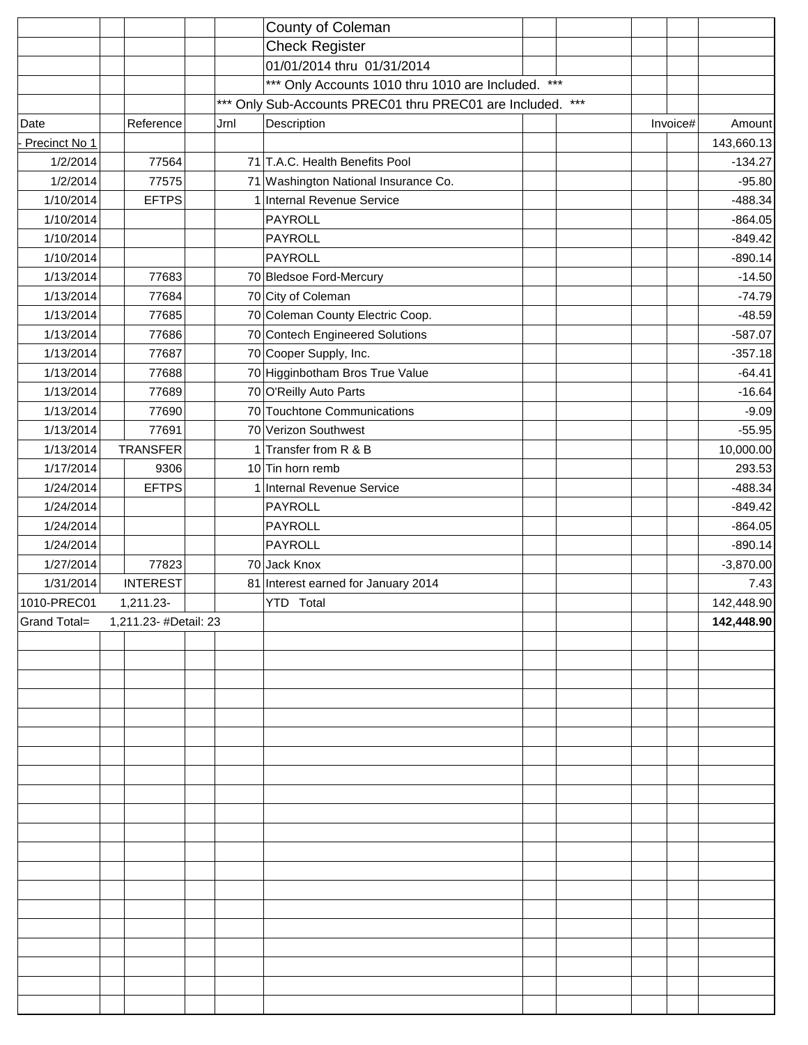County of Coleman

Check Register

01/01/2014 thru 01/31/2014

*** Only Accounts 1010 thru 1010 are Included. ***

*** Only Sub-Accounts PREC01 thru PREC01 are Included. ***

| Date | Reference | Jrnl | Description | Invoice# | Amount |
|---|---|---|---|---|---|
| - Precinct No 1 | | | | | 143,660.13 |
| 1/2/2014 | 77564 | 71 | T.A.C. Health Benefits Pool | | -134.27 |
| 1/2/2014 | 77575 | 71 | Washington National Insurance Co. | | -95.80 |
| 1/10/2014 | EFTPS | 1 | Internal Revenue Service | | -488.34 |
| 1/10/2014 | | | PAYROLL | | -864.05 |
| 1/10/2014 | | | PAYROLL | | -849.42 |
| 1/10/2014 | | | PAYROLL | | -890.14 |
| 1/13/2014 | 77683 | 70 | Bledsoe Ford-Mercury | | -14.50 |
| 1/13/2014 | 77684 | 70 | City of Coleman | | -74.79 |
| 1/13/2014 | 77685 | 70 | Coleman County Electric Coop. | | -48.59 |
| 1/13/2014 | 77686 | 70 | Contech Engineered Solutions | | -587.07 |
| 1/13/2014 | 77687 | 70 | Cooper Supply, Inc. | | -357.18 |
| 1/13/2014 | 77688 | 70 | Higginbotham Bros True Value | | -64.41 |
| 1/13/2014 | 77689 | 70 | O'Reilly Auto Parts | | -16.64 |
| 1/13/2014 | 77690 | 70 | Touchtone Communications | | -9.09 |
| 1/13/2014 | 77691 | 70 | Verizon Southwest | | -55.95 |
| 1/13/2014 | TRANSFER | 1 | Transfer from R & B | | 10,000.00 |
| 1/17/2014 | 9306 | 10 | Tin horn remb | | 293.53 |
| 1/24/2014 | EFTPS | 1 | Internal Revenue Service | | -488.34 |
| 1/24/2014 | | | PAYROLL | | -849.42 |
| 1/24/2014 | | | PAYROLL | | -864.05 |
| 1/24/2014 | | | PAYROLL | | -890.14 |
| 1/27/2014 | 77823 | 70 | Jack Knox | | -3,870.00 |
| 1/31/2014 | INTEREST | 81 | Interest earned for January 2014 | | 7.43 |
| 1010-PREC01 | 1,211.23- | | YTD Total | | 142,448.90 |
| Grand Total= | 1,211.23- #Detail: 23 | | | | **142,448.90** |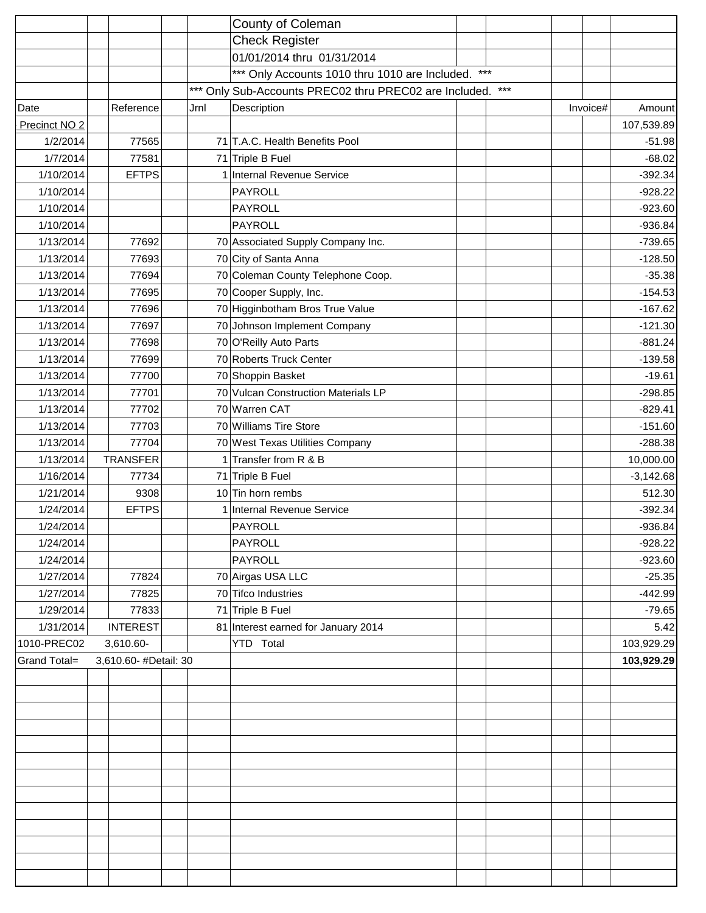County of Coleman
Check Register
01/01/2014 thru 01/31/2014
*** Only Accounts 1010 thru 1010 are Included. ***
*** Only Sub-Accounts PREC02 thru PREC02 are Included. ***

| Date | Reference | Jrnl | Description | Invoice# | Amount |
|---|---|---|---|---|---|
| Precinct NO 2 | | | | | 107,539.89 |
| 1/2/2014 | 77565 | 71 | T.A.C. Health Benefits Pool | | -51.98 |
| 1/7/2014 | 77581 | 71 | Triple B Fuel | | -68.02 |
| 1/10/2014 | EFTPS | 1 | Internal Revenue Service | | -392.34 |
| 1/10/2014 | | | PAYROLL | | -928.22 |
| 1/10/2014 | | | PAYROLL | | -923.60 |
| 1/10/2014 | | | PAYROLL | | -936.84 |
| 1/13/2014 | 77692 | 70 | Associated Supply Company Inc. | | -739.65 |
| 1/13/2014 | 77693 | 70 | City of Santa Anna | | -128.50 |
| 1/13/2014 | 77694 | 70 | Coleman County Telephone Coop. | | -35.38 |
| 1/13/2014 | 77695 | 70 | Cooper Supply, Inc. | | -154.53 |
| 1/13/2014 | 77696 | 70 | Higginbotham Bros True Value | | -167.62 |
| 1/13/2014 | 77697 | 70 | Johnson Implement Company | | -121.30 |
| 1/13/2014 | 77698 | 70 | O'Reilly Auto Parts | | -881.24 |
| 1/13/2014 | 77699 | 70 | Roberts Truck Center | | -139.58 |
| 1/13/2014 | 77700 | 70 | Shoppin Basket | | -19.61 |
| 1/13/2014 | 77701 | 70 | Vulcan Construction Materials LP | | -298.85 |
| 1/13/2014 | 77702 | 70 | Warren CAT | | -829.41 |
| 1/13/2014 | 77703 | 70 | Williams Tire Store | | -151.60 |
| 1/13/2014 | 77704 | 70 | West Texas Utilities Company | | -288.38 |
| 1/13/2014 | TRANSFER | 1 | Transfer from R & B | | 10,000.00 |
| 1/16/2014 | 77734 | 71 | Triple B Fuel | | -3,142.68 |
| 1/21/2014 | 9308 | 10 | Tin horn rembs | | 512.30 |
| 1/24/2014 | EFTPS | 1 | Internal Revenue Service | | -392.34 |
| 1/24/2014 | | | PAYROLL | | -936.84 |
| 1/24/2014 | | | PAYROLL | | -928.22 |
| 1/24/2014 | | | PAYROLL | | -923.60 |
| 1/27/2014 | 77824 | 70 | Airgas USA LLC | | -25.35 |
| 1/27/2014 | 77825 | 70 | Tifco Industries | | -442.99 |
| 1/29/2014 | 77833 | 71 | Triple B Fuel | | -79.65 |
| 1/31/2014 | INTEREST | 81 | Interest earned for January 2014 | | 5.42 |
| 1010-PREC02 | 3,610.60- | | YTD Total | | 103,929.29 |
| Grand Total= | 3,610.60- #Detail: 30 | | | | **103,929.29** |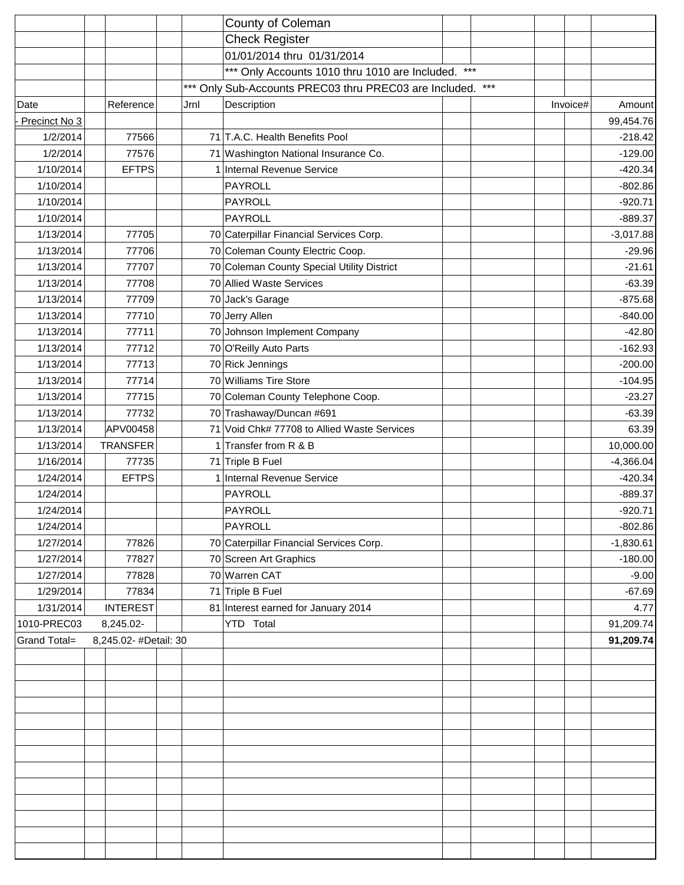County of Coleman

Check Register

01/01/2014 thru 01/31/2014

*** Only Accounts 1010 thru 1010 are Included. ***

*** Only Sub-Accounts PREC03 thru PREC03 are Included. ***

| Date | Reference | Jrnl | Description | Invoice# | Amount |
|---|---|---|---|---|---|
| - Precinct No 3 | | | | | 99,454.76 |
| 1/2/2014 | 77566 | 71 | T.A.C. Health Benefits Pool | | -218.42 |
| 1/2/2014 | 77576 | 71 | Washington National Insurance Co. | | -129.00 |
| 1/10/2014 | EFTPS | 1 | Internal Revenue Service | | -420.34 |
| 1/10/2014 | | | PAYROLL | | -802.86 |
| 1/10/2014 | | | PAYROLL | | -920.71 |
| 1/10/2014 | | | PAYROLL | | -889.37 |
| 1/13/2014 | 77705 | 70 | Caterpillar Financial Services Corp. | | -3,017.88 |
| 1/13/2014 | 77706 | 70 | Coleman County Electric Coop. | | -29.96 |
| 1/13/2014 | 77707 | 70 | Coleman County Special Utility District | | -21.61 |
| 1/13/2014 | 77708 | 70 | Allied Waste Services | | -63.39 |
| 1/13/2014 | 77709 | 70 | Jack's Garage | | -875.68 |
| 1/13/2014 | 77710 | 70 | Jerry Allen | | -840.00 |
| 1/13/2014 | 77711 | 70 | Johnson Implement Company | | -42.80 |
| 1/13/2014 | 77712 | 70 | O'Reilly Auto Parts | | -162.93 |
| 1/13/2014 | 77713 | 70 | Rick Jennings | | -200.00 |
| 1/13/2014 | 77714 | 70 | Williams Tire Store | | -104.95 |
| 1/13/2014 | 77715 | 70 | Coleman County Telephone Coop. | | -23.27 |
| 1/13/2014 | 77732 | 70 | Trashaway/Duncan #691 | | -63.39 |
| 1/13/2014 | APV00458 | 71 | Void Chk# 77708 to Allied Waste Services | | 63.39 |
| 1/13/2014 | TRANSFER | 1 | Transfer from R & B | | 10,000.00 |
| 1/16/2014 | 77735 | 71 | Triple B Fuel | | -4,366.04 |
| 1/24/2014 | EFTPS | 1 | Internal Revenue Service | | -420.34 |
| 1/24/2014 | | | PAYROLL | | -889.37 |
| 1/24/2014 | | | PAYROLL | | -920.71 |
| 1/24/2014 | | | PAYROLL | | -802.86 |
| 1/27/2014 | 77826 | 70 | Caterpillar Financial Services Corp. | | -1,830.61 |
| 1/27/2014 | 77827 | 70 | Screen Art Graphics | | -180.00 |
| 1/27/2014 | 77828 | 70 | Warren CAT | | -9.00 |
| 1/29/2014 | 77834 | 71 | Triple B Fuel | | -67.69 |
| 1/31/2014 | INTEREST | 81 | Interest earned for January 2014 | | 4.77 |
| 1010-PREC03 | 8,245.02- | | YTD Total | | 91,209.74 |
| Grand Total= | 8,245.02- #Detail: 30 | | | | **91,209.74** |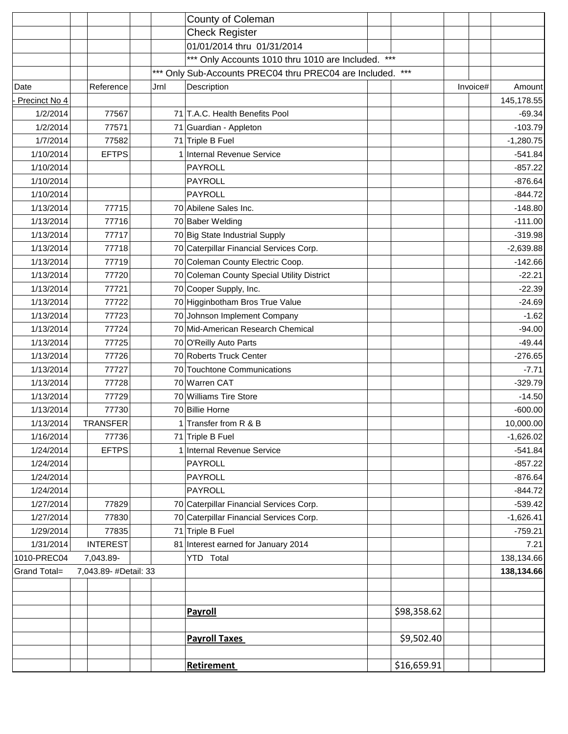County of Coleman

Check Register

01/01/2014 thru 01/31/2014

*** Only Accounts 1010 thru 1010 are Included. ***

*** Only Sub-Accounts PREC04 thru PREC04 are Included. ***

| Date | Reference | Jrnl | Description | Invoice# | Amount |
|---|---|---|---|---|---|
| - Precinct No 4 | | | | | 145,178.55 |
| 1/2/2014 | 77567 | 71 | T.A.C. Health Benefits Pool | | -69.34 |
| 1/2/2014 | 77571 | 71 | Guardian - Appleton | | -103.79 |
| 1/7/2014 | 77582 | 71 | Triple B Fuel | | -1,280.75 |
| 1/10/2014 | EFTPS | 1 | Internal Revenue Service | | -541.84 |
| 1/10/2014 | | | PAYROLL | | -857.22 |
| 1/10/2014 | | | PAYROLL | | -876.64 |
| 1/10/2014 | | | PAYROLL | | -844.72 |
| 1/13/2014 | 77715 | 70 | Abilene Sales Inc. | | -148.80 |
| 1/13/2014 | 77716 | 70 | Baber Welding | | -111.00 |
| 1/13/2014 | 77717 | 70 | Big State Industrial Supply | | -319.98 |
| 1/13/2014 | 77718 | 70 | Caterpillar Financial Services Corp. | | -2,639.88 |
| 1/13/2014 | 77719 | 70 | Coleman County Electric Coop. | | -142.66 |
| 1/13/2014 | 77720 | 70 | Coleman County Special Utility District | | -22.21 |
| 1/13/2014 | 77721 | 70 | Cooper Supply, Inc. | | -22.39 |
| 1/13/2014 | 77722 | 70 | Higginbotham Bros True Value | | -24.69 |
| 1/13/2014 | 77723 | 70 | Johnson Implement Company | | -1.62 |
| 1/13/2014 | 77724 | 70 | Mid-American Research Chemical | | -94.00 |
| 1/13/2014 | 77725 | 70 | O'Reilly Auto Parts | | -49.44 |
| 1/13/2014 | 77726 | 70 | Roberts Truck Center | | -276.65 |
| 1/13/2014 | 77727 | 70 | Touchtone Communications | | -7.71 |
| 1/13/2014 | 77728 | 70 | Warren CAT | | -329.79 |
| 1/13/2014 | 77729 | 70 | Williams Tire Store | | -14.50 |
| 1/13/2014 | 77730 | 70 | Billie Horne | | -600.00 |
| 1/13/2014 | TRANSFER | 1 | Transfer from R & B | | 10,000.00 |
| 1/16/2014 | 77736 | 71 | Triple B Fuel | | -1,626.02 |
| 1/24/2014 | EFTPS | 1 | Internal Revenue Service | | -541.84 |
| 1/24/2014 | | | PAYROLL | | -857.22 |
| 1/24/2014 | | | PAYROLL | | -876.64 |
| 1/24/2014 | | | PAYROLL | | -844.72 |
| 1/27/2014 | 77829 | 70 | Caterpillar Financial Services Corp. | | -539.42 |
| 1/27/2014 | 77830 | 70 | Caterpillar Financial Services Corp. | | -1,626.41 |
| 1/29/2014 | 77835 | 71 | Triple B Fuel | | -759.21 |
| 1/31/2014 | INTEREST | 81 | Interest earned for January 2014 | | 7.21 |
| 1010-PREC04 | 7,043.89- | | YTD Total | | 138,134.66 |
| Grand Total= | 7,043.89- #Detail: 33 | | | | **138,134.66** |

| | |
|---|---|
| **Payroll** | $98,358.62 |
| **Payroll Taxes** | $9,502.40 |
| **Retirement** | $16,659.91 |